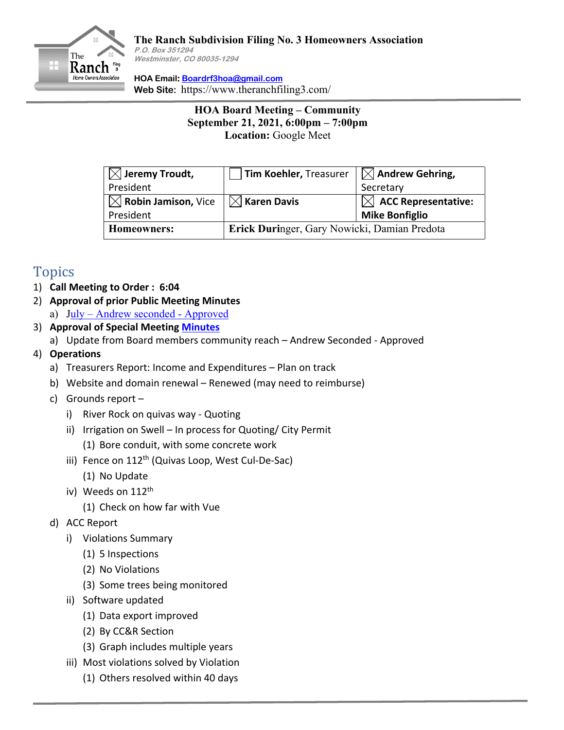**The Ranch Subdivision Filing No. 3 Homeowners Association**
*P.O. Box 351294*
*Westminster, CO 80035-1294*

**HOA Email:** Boardrf3hoa@gmail.com
**Web Site:** https://www.theranchfiling3.com/

**HOA Board Meeting – Community**
**September 21, 2021, 6:00pm – 7:00pm**
**Location:** Google Meet

| ☒ **Jeremy Troudt,** President | ☐ **Tim Koehler,** Treasurer | ☒ **Andrew Gehring,** Secretary |
|---|---|---|
| ☒ **Robin Jamison,** Vice President | ☒ **Karen Davis** | ☒ **ACC Representative: Mike Bonfiglio** |
| **Homeowners:** | **Erick Duri**nger, Gary Nowicki, Damian Predota | |

## Topics

1) **Call Meeting to Order : 6:04**
2) **Approval of prior Public Meeting Minutes**
   a) July – Andrew seconded - Approved
3) **Approval of Special Meeting Minutes**
   a) Update from Board members community reach – Andrew Seconded - Approved
4) **Operations**
   a) Treasurers Report: Income and Expenditures – Plan on track
   b) Website and domain renewal – Renewed (may need to reimburse)
   c) Grounds report –
      i) River Rock on quivas way - Quoting
      ii) Irrigation on Swell – In process for Quoting/ City Permit
         (1) Bore conduit, with some concrete work
      iii) Fence on 112th (Quivas Loop, West Cul-De-Sac)
         (1) No Update
      iv) Weeds on 112th
         (1) Check on how far with Vue
   d) ACC Report
      i) Violations Summary
         (1) 5 Inspections
         (2) No Violations
         (3) Some trees being monitored
      ii) Software updated
         (1) Data export improved
         (2) By CC&R Section
         (3) Graph includes multiple years
      iii) Most violations solved by Violation
         (1) Others resolved within 40 days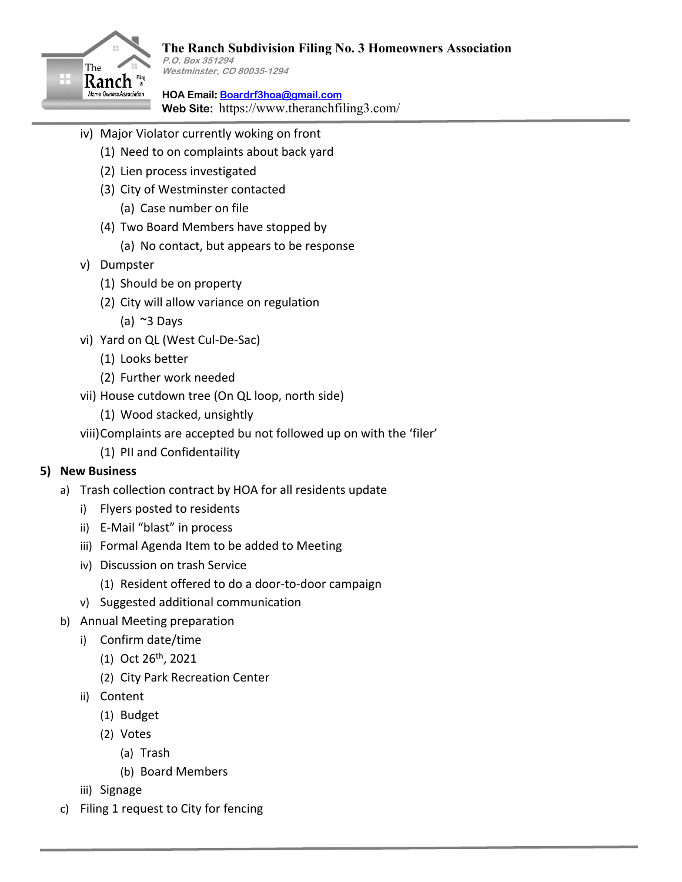iv) Major Violator currently woking on front
    1. (1) Need to on complaints about back yard
    2. (2) Lien process investigated
    3. (3) City of Westminster contacted
        - (a) Case number on file
    4. (4) Two Board Members have stopped by
        - (a) No contact, but appears to be response

v) Dumpster
    - (1) Should be on property
    - (2) City will allow variance on regulation
        - (a) ~3 Days

vi) Yard on QL (West Cul-De-Sac)
    - (1) Looks better
    - (2) Further work needed

vii) House cutdown tree (On QL loop, north side)
    - (1) Wood stacked, unsightly

viii) Complaints are accepted bu not followed up on with the 'filer'
    - (1) PII and Confidentaility

**5) New Business**

- a) Trash collection contract by HOA for all residents update
    - i) Flyers posted to residents
    - ii) E-Mail "blast" in process
    - iii) Formal Agenda Item to be added to Meeting
    - iv) Discussion on trash Service
        - (1) Resident offered to do a door-to-door campaign
    - v) Suggested additional communication
- b) Annual Meeting preparation
    - i) Confirm date/time
        - (1) Oct 26th, 2021
        - (2) City Park Recreation Center
    - ii) Content
        - (1) Budget
        - (2) Votes
            - (a) Trash
            - (b) Board Members
    - iii) Signage
- c) Filing 1 request to City for fencing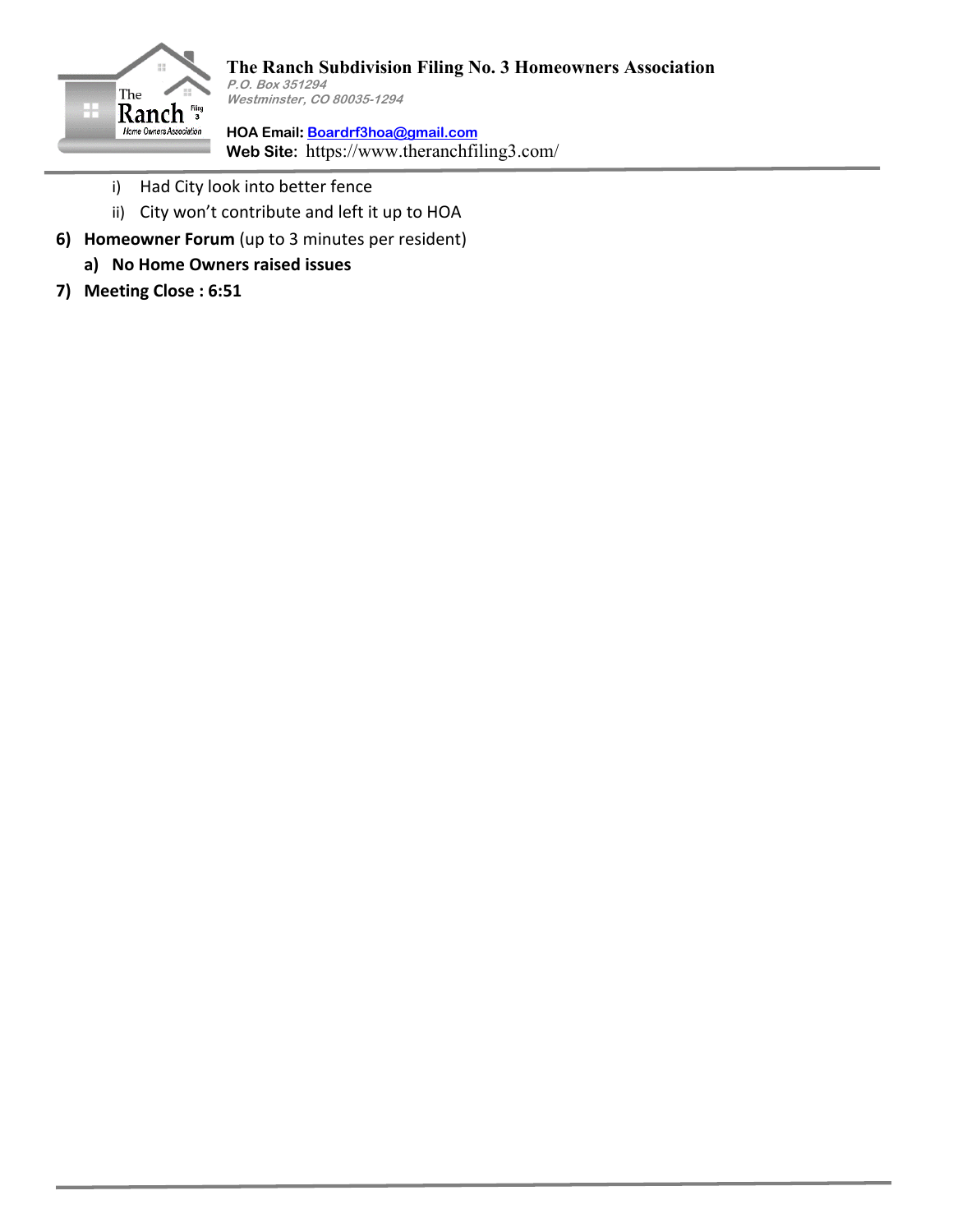i) Had City look into better fence

ii) City won't contribute and left it up to HOA

6) **Homeowner Forum** (up to 3 minutes per resident)

   a) **No Home Owners raised issues**

7) **Meeting Close : 6:51**